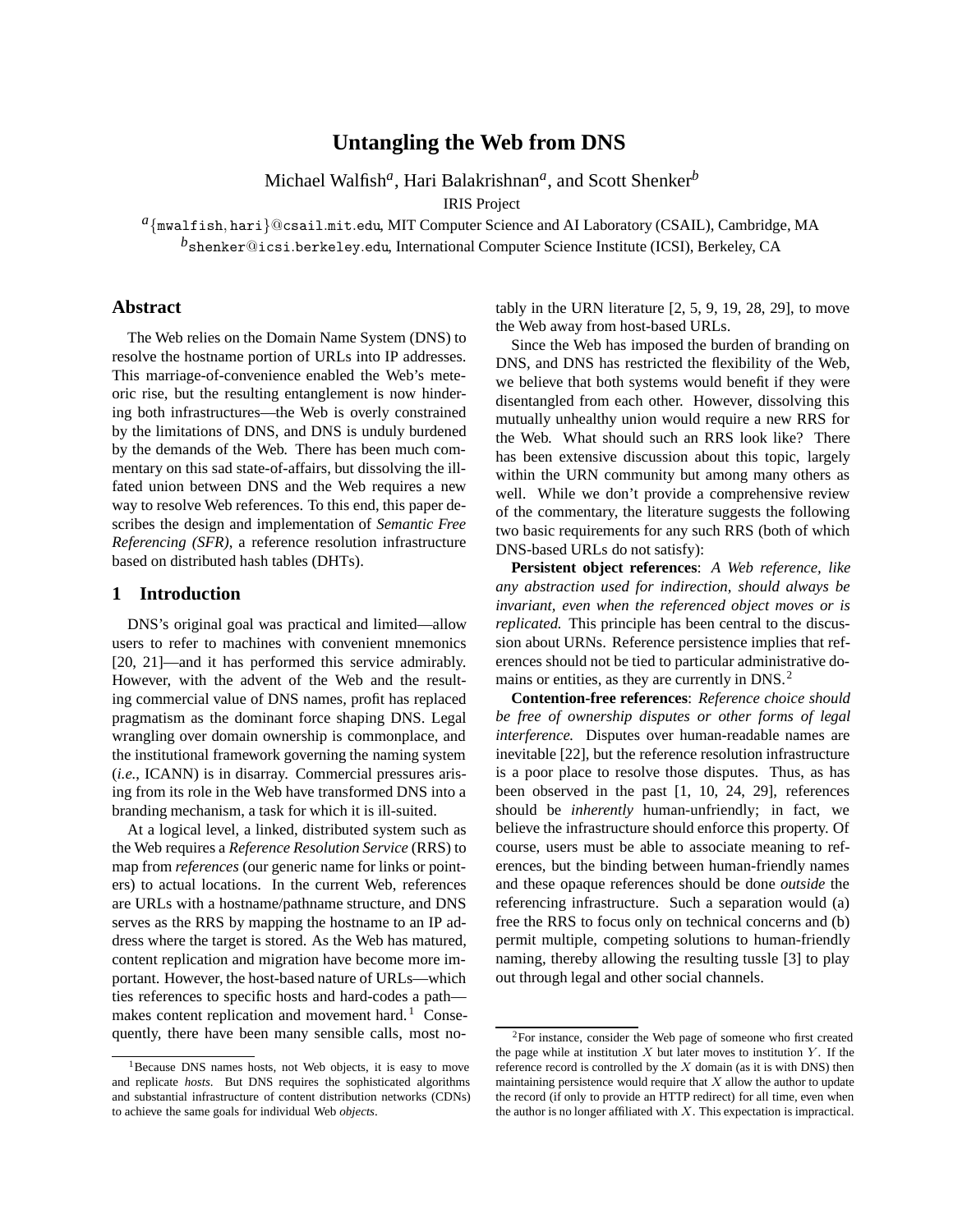# Untangling the Web from DNS

Michael Walfish[a], Hari Balakrishnan[a], and Scott Shenker[b]

IRIS Project

[a]{mwalfish, hari}@csail.mit.edu, MIT Computer Science and AI Laboratory (CSAIL), Cambridge, MA

[b]shenker@icsi.berkeley.edu, International Computer Science Institute (ICSI), Berkeley, CA

## Abstract

The Web relies on the Domain Name System (DNS) to resolve the hostname portion of URLs into IP addresses. This marriage-of-convenience enabled the Web's meteoric rise, but the resulting entanglement is now hindering both infrastructures—the Web is overly constrained by the limitations of DNS, and DNS is unduly burdened by the demands of the Web. There has been much commentary on this sad state-of-affairs, but dissolving the ill-fated union between DNS and the Web requires a new way to resolve Web references. To this end, this paper describes the design and implementation of *Semantic Free Referencing (SFR)*, a reference resolution infrastructure based on distributed hash tables (DHTs).

## 1 Introduction

DNS's original goal was practical and limited—allow users to refer to machines with convenient mnemonics [20, 21]—and it has performed this service admirably. However, with the advent of the Web and the resulting commercial value of DNS names, profit has replaced pragmatism as the dominant force shaping DNS. Legal wrangling over domain ownership is commonplace, and the institutional framework governing the naming system (*i.e.*, ICANN) is in disarray. Commercial pressures arising from its role in the Web have transformed DNS into a branding mechanism, a task for which it is ill-suited.

At a logical level, a linked, distributed system such as the Web requires a *Reference Resolution Service* (RRS) to map from *references* (our generic name for links or pointers) to actual locations. In the current Web, references are URLs with a hostname/pathname structure, and DNS serves as the RRS by mapping the hostname to an IP address where the target is stored. As the Web has matured, content replication and migration have become more important. However, the host-based nature of URLs—which ties references to specific hosts and hard-codes a path—makes content replication and movement hard.[1] Consequently, there have been many sensible calls, most notably in the URN literature [2, 5, 9, 19, 28, 29], to move the Web away from host-based URLs.

Since the Web has imposed the burden of branding on DNS, and DNS has restricted the flexibility of the Web, we believe that both systems would benefit if they were disentangled from each other. However, dissolving this mutually unhealthy union would require a new RRS for the Web. What should such an RRS look like? There has been extensive discussion about this topic, largely within the URN community but among many others as well. While we don't provide a comprehensive review of the commentary, the literature suggests the following two basic requirements for any such RRS (both of which DNS-based URLs do not satisfy):

**Persistent object references**: *A Web reference, like any abstraction used for indirection, should always be invariant, even when the referenced object moves or is replicated.* This principle has been central to the discussion about URNs. Reference persistence implies that references should not be tied to particular administrative domains or entities, as they are currently in DNS.[2]

**Contention-free references**: *Reference choice should be free of ownership disputes or other forms of legal interference.* Disputes over human-readable names are inevitable [22], but the reference resolution infrastructure is a poor place to resolve those disputes. Thus, as has been observed in the past [1, 10, 24, 29], references should be *inherently* human-unfriendly; in fact, we believe the infrastructure should enforce this property. Of course, users must be able to associate meaning to references, but the binding between human-friendly names and these opaque references should be done *outside* the referencing infrastructure. Such a separation would (a) free the RRS to focus only on technical concerns and (b) permit multiple, competing solutions to human-friendly naming, thereby allowing the resulting tussle [3] to play out through legal and other social channels.

---

[1] Because DNS names hosts, not Web objects, it is easy to move and replicate *hosts*. But DNS requires the sophisticated algorithms and substantial infrastructure of content distribution networks (CDNs) to achieve the same goals for individual Web *objects*.

[2] For instance, consider the Web page of someone who first created the page while at institution $X$ but later moves to institution $Y$. If the reference record is controlled by the $X$ domain (as it is with DNS) then maintaining persistence would require that $X$ allow the author to update the record (if only to provide an HTTP redirect) for all time, even when the author is no longer affiliated with $X$. This expectation is impractical.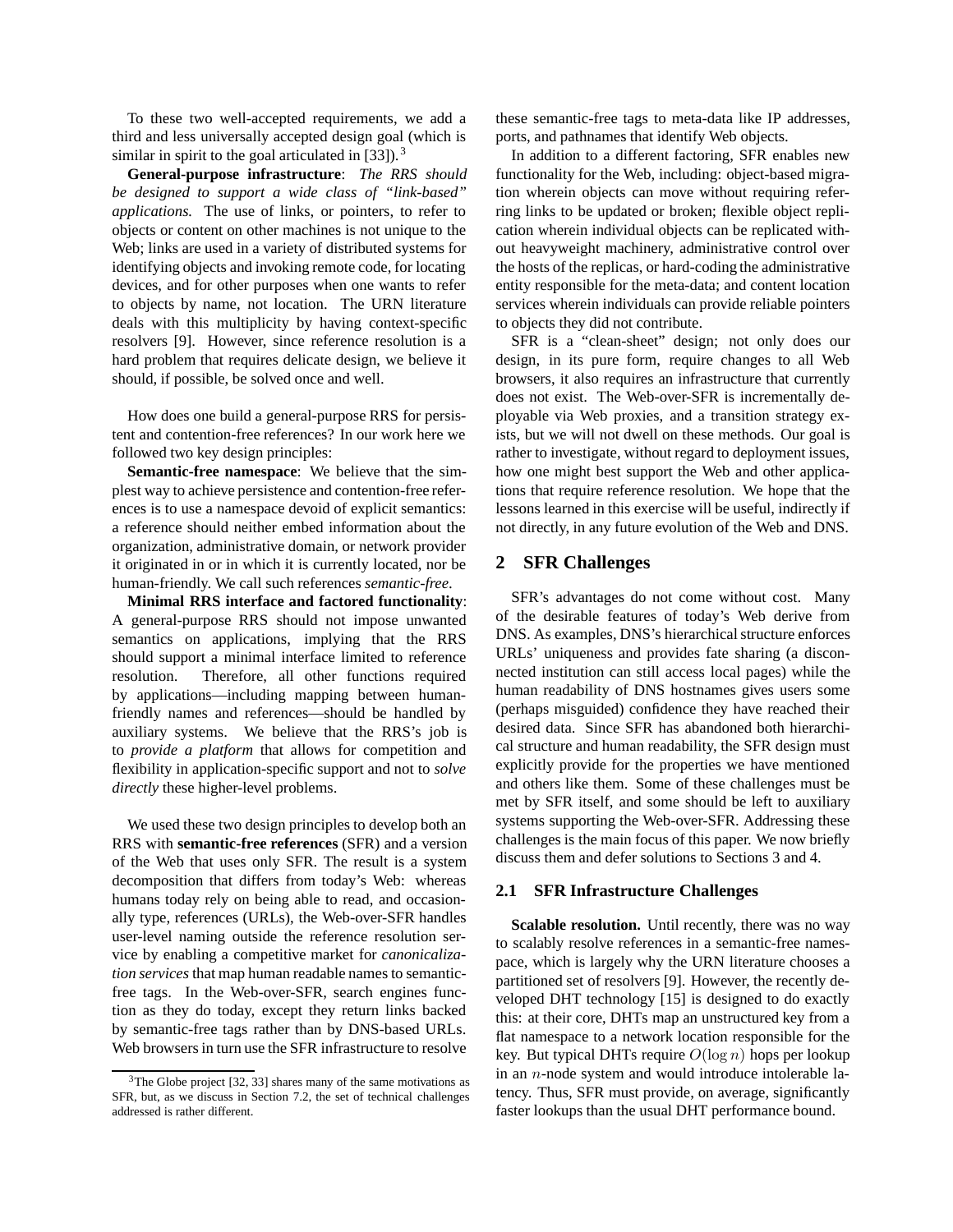To these two well-accepted requirements, we add a third and less universally accepted design goal (which is similar in spirit to the goal articulated in [33]).[3]

**General-purpose infrastructure**: *The RRS should be designed to support a wide class of "link-based" applications.* The use of links, or pointers, to refer to objects or content on other machines is not unique to the Web; links are used in a variety of distributed systems for identifying objects and invoking remote code, for locating devices, and for other purposes when one wants to refer to objects by name, not location. The URN literature deals with this multiplicity by having context-specific resolvers [9]. However, since reference resolution is a hard problem that requires delicate design, we believe it should, if possible, be solved once and well.

How does one build a general-purpose RRS for persistent and contention-free references? In our work here we followed two key design principles:

**Semantic-free namespace**: We believe that the simplest way to achieve persistence and contention-free references is to use a namespace devoid of explicit semantics: a reference should neither embed information about the organization, administrative domain, or network provider it originated in or in which it is currently located, nor be human-friendly. We call such references *semantic-free*.

**Minimal RRS interface and factored functionality**: A general-purpose RRS should not impose unwanted semantics on applications, implying that the RRS should support a minimal interface limited to reference resolution. Therefore, all other functions required by applications—including mapping between human-friendly names and references—should be handled by auxiliary systems. We believe that the RRS's job is to *provide a platform* that allows for competition and flexibility in application-specific support and not to *solve directly* these higher-level problems.

We used these two design principles to develop both an RRS with **semantic-free references** (SFR) and a version of the Web that uses only SFR. The result is a system decomposition that differs from today's Web: whereas humans today rely on being able to read, and occasionally type, references (URLs), the Web-over-SFR handles user-level naming outside the reference resolution service by enabling a competitive market for *canonicalization services* that map human readable names to semantic-free tags. In the Web-over-SFR, search engines function as they do today, except they return links backed by semantic-free tags rather than by DNS-based URLs. Web browsers in turn use the SFR infrastructure to resolve these semantic-free tags to meta-data like IP addresses, ports, and pathnames that identify Web objects.

In addition to a different factoring, SFR enables new functionality for the Web, including: object-based migration wherein objects can move without requiring referring links to be updated or broken; flexible object replication wherein individual objects can be replicated without heavyweight machinery, administrative control over the hosts of the replicas, or hard-coding the administrative entity responsible for the meta-data; and content location services wherein individuals can provide reliable pointers to objects they did not contribute.

SFR is a "clean-sheet" design; not only does our design, in its pure form, require changes to all Web browsers, it also requires an infrastructure that currently does not exist. The Web-over-SFR is incrementally deployable via Web proxies, and a transition strategy exists, but we will not dwell on these methods. Our goal is rather to investigate, without regard to deployment issues, how one might best support the Web and other applications that require reference resolution. We hope that the lessons learned in this exercise will be useful, indirectly if not directly, in any future evolution of the Web and DNS.

## 2 SFR Challenges

SFR's advantages do not come without cost. Many of the desirable features of today's Web derive from DNS. As examples, DNS's hierarchical structure enforces URLs' uniqueness and provides fate sharing (a disconnected institution can still access local pages) while the human readability of DNS hostnames gives users some (perhaps misguided) confidence they have reached their desired data. Since SFR has abandoned both hierarchical structure and human readability, the SFR design must explicitly provide for the properties we have mentioned and others like them. Some of these challenges must be met by SFR itself, and some should be left to auxiliary systems supporting the Web-over-SFR. Addressing these challenges is the main focus of this paper. We now briefly discuss them and defer solutions to Sections 3 and 4.

### 2.1 SFR Infrastructure Challenges

**Scalable resolution.** Until recently, there was no way to scalably resolve references in a semantic-free namespace, which is largely why the URN literature chooses a partitioned set of resolvers [9]. However, the recently developed DHT technology [15] is designed to do exactly this: at their core, DHTs map an unstructured key from a flat namespace to a network location responsible for the key. But typical DHTs require $O(\log n)$ hops per lookup in an $n$-node system and would introduce intolerable latency. Thus, SFR must provide, on average, significantly faster lookups than the usual DHT performance bound.

[3] The Globe project [32, 33] shares many of the same motivations as SFR, but, as we discuss in Section 7.2, the set of technical challenges addressed is rather different.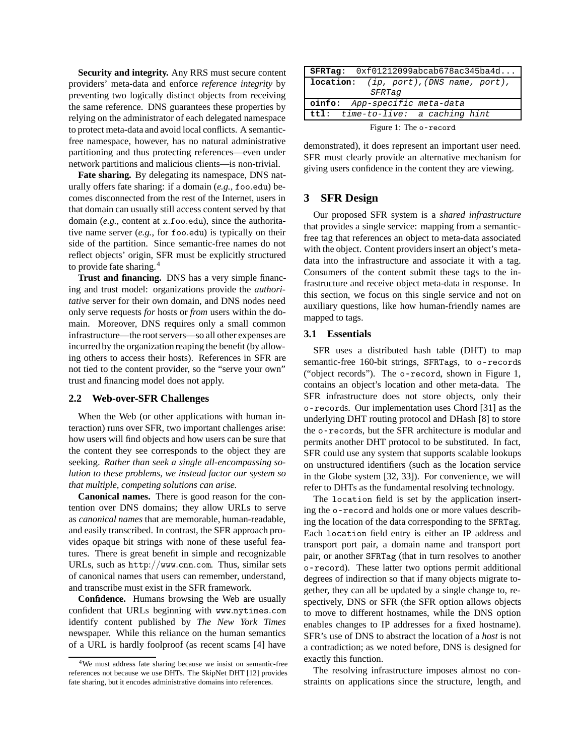**Security and integrity.** Any RRS must secure content providers' meta-data and enforce *reference integrity* by preventing two logically distinct objects from receiving the same reference. DNS guarantees these properties by relying on the administrator of each delegated namespace to protect meta-data and avoid local conflicts. A semantic-free namespace, however, has no natural administrative partitioning and thus protecting references—even under network partitions and malicious clients—is non-trivial.

**Fate sharing.** By delegating its namespace, DNS naturally offers fate sharing: if a domain (*e.g.,* foo.edu) becomes disconnected from the rest of the Internet, users in that domain can usually still access content served by that domain (*e.g.,* content at x.foo.edu), since the authoritative name server (*e.g.,* for foo.edu) is typically on their side of the partition. Since semantic-free names do not reflect objects' origin, SFR must be explicitly structured to provide fate sharing.[4]

**Trust and financing.** DNS has a very simple financing and trust model: organizations provide the *authoritative* server for their own domain, and DNS nodes need only serve requests *for* hosts or *from* users within the domain. Moreover, DNS requires only a small common infrastructure—the root servers—so all other expenses are incurred by the organization reaping the benefit (by allowing others to access their hosts). References in SFR are not tied to the content provider, so the "serve your own" trust and financing model does not apply.

### 2.2 Web-over-SFR Challenges

When the Web (or other applications with human interaction) runs over SFR, two important challenges arise: how users will find objects and how users can be sure that the content they see corresponds to the object they are seeking. *Rather than seek a single all-encompassing solution to these problems, we instead factor our system so that multiple, competing solutions can arise.*

**Canonical names.** There is good reason for the contention over DNS domains; they allow URLs to serve as *canonical names* that are memorable, human-readable, and easily transcribed. In contrast, the SFR approach provides opaque bit strings with none of these useful features. There is great benefit in simple and recognizable URLs, such as http://www.cnn.com. Thus, similar sets of canonical names that users can remember, understand, and transcribe must exist in the SFR framework.

**Confidence.** Humans browsing the Web are usually confident that URLs beginning with www.nytimes.com identify content published by *The New York Times* newspaper. While this reliance on the human semantics of a URL is hardly foolproof (as recent scams [4] have demonstrated), it does represent an important user need. SFR must clearly provide an alternative mechanism for giving users confidence in the content they are viewing.

[4] We must address fate sharing because we insist on semantic-free references not because we use DHTs. The SkipNet DHT [12] provides fate sharing, but it encodes administrative domains into references.

|  |
|---|
| **SFRTag**: 0xf01212099abcab678ac345ba4d... |
| **location**: *(ip, port),(DNS name, port), SFRTag* |
| **oinfo**: *App-specific meta-data* |
| **ttl**: *time-to-live: a caching hint* |

Figure 1: The o-record

## 3 SFR Design

Our proposed SFR system is a *shared infrastructure* that provides a single service: mapping from a semantic-free tag that references an object to meta-data associated with the object. Content providers insert an object's meta-data into the infrastructure and associate it with a tag. Consumers of the content submit these tags to the infrastructure and receive object meta-data in response. In this section, we focus on this single service and not on auxiliary questions, like how human-friendly names are mapped to tags.

### 3.1 Essentials

SFR uses a distributed hash table (DHT) to map semantic-free 160-bit strings, SFRTags, to o-records ("object records"). The o-record, shown in Figure 1, contains an object's location and other meta-data. The SFR infrastructure does not store objects, only their o-records. Our implementation uses Chord [31] as the underlying DHT routing protocol and DHash [8] to store the o-records, but the SFR architecture is modular and permits another DHT protocol to be substituted. In fact, SFR could use any system that supports scalable lookups on unstructured identifiers (such as the location service in the Globe system [32, 33]). For convenience, we will refer to DHTs as the fundamental resolving technology.

The location field is set by the application inserting the o-record and holds one or more values describing the location of the data corresponding to the SFRTag. Each location field entry is either an IP address and transport port pair, a domain name and transport port pair, or another SFRTag (that in turn resolves to another o-record). These latter two options permit additional degrees of indirection so that if many objects migrate together, they can all be updated by a single change to, respectively, DNS or SFR (the SFR option allows objects to move to different hostnames, while the DNS option enables changes to IP addresses for a fixed hostname). SFR's use of DNS to abstract the location of a *host* is not a contradiction; as we noted before, DNS is designed for exactly this function.

The resolving infrastructure imposes almost no constraints on applications since the structure, length, and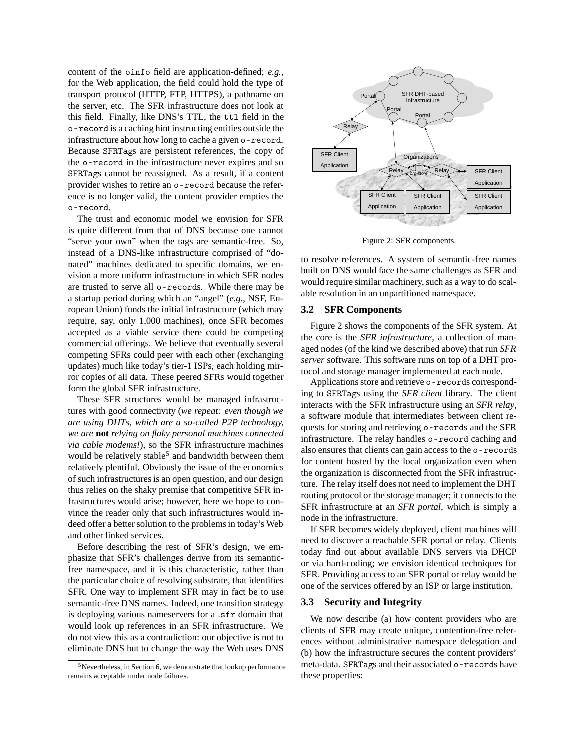content of the oinfo field are application-defined; *e.g.*, for the Web application, the field could hold the type of transport protocol (HTTP, FTP, HTTPS), a pathname on the server, etc. The SFR infrastructure does not look at this field. Finally, like DNS's TTL, the ttl field in the o-record is a caching hint instructing entities outside the infrastructure about how long to cache a given o-record. Because SFRTags are persistent references, the copy of the o-record in the infrastructure never expires and so SFRTags cannot be reassigned. As a result, if a content provider wishes to retire an o-record because the reference is no longer valid, the content provider empties the o-record.

The trust and economic model we envision for SFR is quite different from that of DNS because one cannot "serve your own" when the tags are semantic-free. So, instead of a DNS-like infrastructure comprised of "donated" machines dedicated to specific domains, we envision a more uniform infrastructure in which SFR nodes are trusted to serve all o-records. While there may be a startup period during which an "angel" (*e.g.*, NSF, European Union) funds the initial infrastructure (which may require, say, only 1,000 machines), once SFR becomes accepted as a viable service there could be competing commercial offerings. We believe that eventually several competing SFRs could peer with each other (exchanging updates) much like today's tier-1 ISPs, each holding mirror copies of all data. These peered SFRs would together form the global SFR infrastructure.

These SFR structures would be managed infrastructures with good connectivity (*we repeat: even though we are using DHTs, which are a so-called P2P technology, we are* **not** *relying on flaky personal machines connected via cable modems!*), so the SFR infrastructure machines would be relatively stable[5] and bandwidth between them relatively plentiful. Obviously the issue of the economics of such infrastructures is an open question, and our design thus relies on the shaky premise that competitive SFR infrastructures would arise; however, here we hope to convince the reader only that such infrastructures would indeed offer a better solution to the problems in today's Web and other linked services.

Before describing the rest of SFR's design, we emphasize that SFR's challenges derive from its semantic-free namespace, and it is this characteristic, rather than the particular choice of resolving substrate, that identifies SFR. One way to implement SFR may in fact be to use semantic-free DNS names. Indeed, one transition strategy is deploying various nameservers for a .sfr domain that would look up references in an SFR infrastructure. We do not view this as a contradiction: our objective is not to eliminate DNS but to change the way the Web uses DNS to resolve references. A system of semantic-free names built on DNS would face the same challenges as SFR and would require similar machinery, such as a way to do scalable resolution in an unpartitioned namespace.

[5] Nevertheless, in Section 6, we demonstrate that lookup performance remains acceptable under node failures.

Figure 2: SFR components.

### 3.2 SFR Components

Figure 2 shows the components of the SFR system. At the core is the *SFR infrastructure*, a collection of managed nodes (of the kind we described above) that run *SFR server* software. This software runs on top of a DHT protocol and storage manager implemented at each node.

Applications store and retrieve o-records corresponding to SFRTags using the *SFR client* library. The client interacts with the SFR infrastructure using an *SFR relay*, a software module that intermediates between client requests for storing and retrieving o-records and the SFR infrastructure. The relay handles o-record caching and also ensures that clients can gain access to the o-records for content hosted by the local organization even when the organization is disconnected from the SFR infrastructure. The relay itself does not need to implement the DHT routing protocol or the storage manager; it connects to the SFR infrastructure at an *SFR portal*, which is simply a node in the infrastructure.

If SFR becomes widely deployed, client machines will need to discover a reachable SFR portal or relay. Clients today find out about available DNS servers via DHCP or via hard-coding; we envision identical techniques for SFR. Providing access to an SFR portal or relay would be one of the services offered by an ISP or large institution.

### 3.3 Security and Integrity

We now describe (a) how content providers who are clients of SFR may create unique, contention-free references without administrative namespace delegation and (b) how the infrastructure secures the content providers' meta-data. SFRTags and their associated o-records have these properties: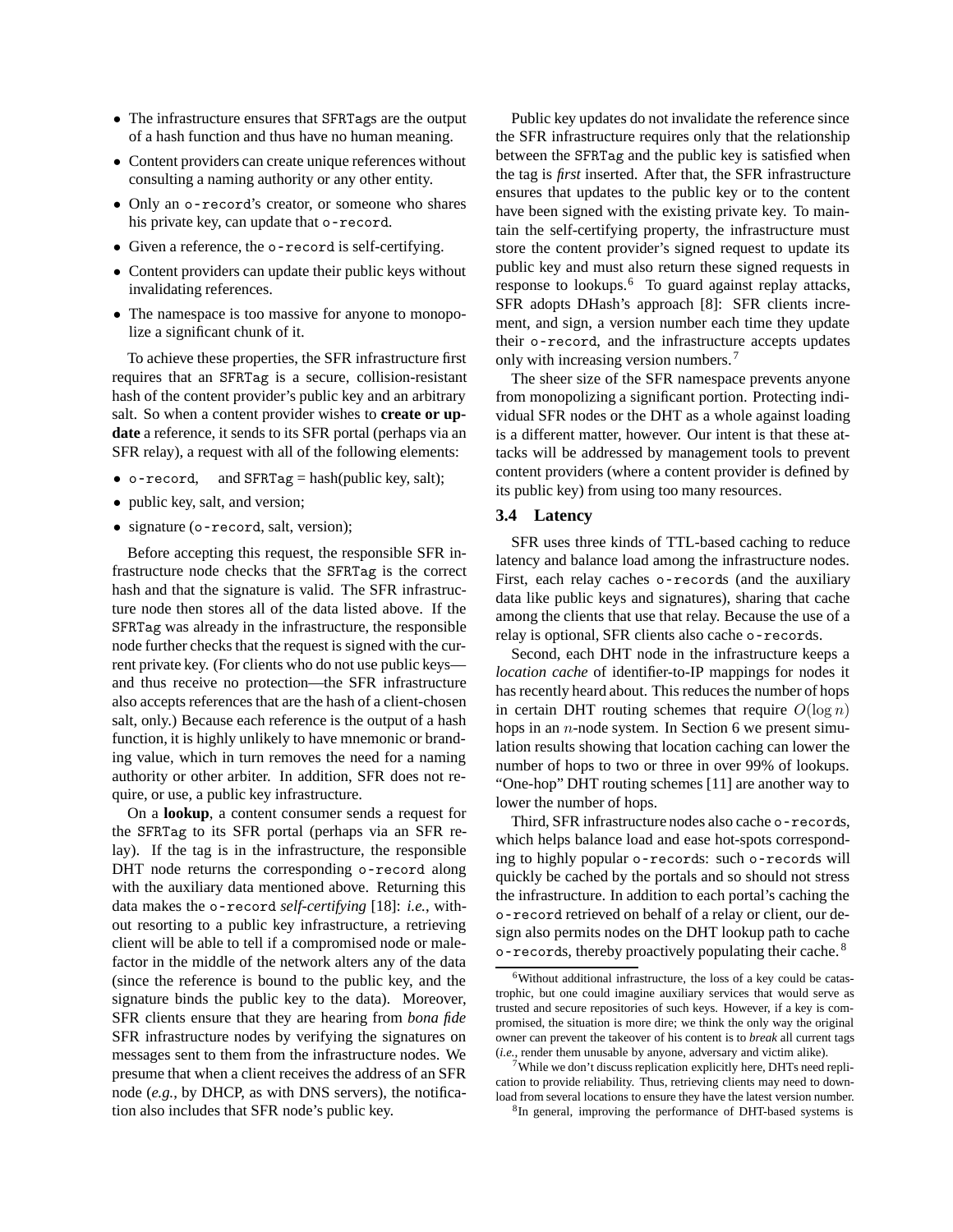- The infrastructure ensures that SFRTags are the output of a hash function and thus have no human meaning.
- Content providers can create unique references without consulting a naming authority or any other entity.
- Only an o-record's creator, or someone who shares his private key, can update that o-record.
- Given a reference, the o-record is self-certifying.
- Content providers can update their public keys without invalidating references.
- The namespace is too massive for anyone to monopolize a significant chunk of it.

To achieve these properties, the SFR infrastructure first requires that an SFRTag is a secure, collision-resistant hash of the content provider's public key and an arbitrary salt. So when a content provider wishes to **create or update** a reference, it sends to its SFR portal (perhaps via an SFR relay), a request with all of the following elements:

- o-record, and SFRTag = hash(public key, salt);
- public key, salt, and version;
- signature (o-record, salt, version);

Before accepting this request, the responsible SFR infrastructure node checks that the SFRTag is the correct hash and that the signature is valid. The SFR infrastructure node then stores all of the data listed above. If the SFRTag was already in the infrastructure, the responsible node further checks that the request is signed with the current private key. (For clients who do not use public keys—and thus receive no protection—the SFR infrastructure also accepts references that are the hash of a client-chosen salt, only.) Because each reference is the output of a hash function, it is highly unlikely to have mnemonic or branding value, which in turn removes the need for a naming authority or other arbiter. In addition, SFR does not require, or use, a public key infrastructure.

On a **lookup**, a content consumer sends a request for the SFRTag to its SFR portal (perhaps via an SFR relay). If the tag is in the infrastructure, the responsible DHT node returns the corresponding o-record along with the auxiliary data mentioned above. Returning this data makes the o-record *self-certifying* [18]: *i.e.*, without resorting to a public key infrastructure, a retrieving client will be able to tell if a compromised node or malefactor in the middle of the network alters any of the data (since the reference is bound to the public key, and the signature binds the public key to the data). Moreover, SFR clients ensure that they are hearing from *bona fide* SFR infrastructure nodes by verifying the signatures on messages sent to them from the infrastructure nodes. We presume that when a client receives the address of an SFR node (*e.g.*, by DHCP, as with DNS servers), the notification also includes that SFR node's public key.

Public key updates do not invalidate the reference since the SFR infrastructure requires only that the relationship between the SFRTag and the public key is satisfied when the tag is *first* inserted. After that, the SFR infrastructure ensures that updates to the public key or to the content have been signed with the existing private key. To maintain the self-certifying property, the infrastructure must store the content provider's signed request to update its public key and must also return these signed requests in response to lookups.[6] To guard against replay attacks, SFR adopts DHash's approach [8]: SFR clients increment, and sign, a version number each time they update their o-record, and the infrastructure accepts updates only with increasing version numbers.[7]

The sheer size of the SFR namespace prevents anyone from monopolizing a significant portion. Protecting individual SFR nodes or the DHT as a whole against loading is a different matter, however. Our intent is that these attacks will be addressed by management tools to prevent content providers (where a content provider is defined by its public key) from using too many resources.

### 3.4 Latency

SFR uses three kinds of TTL-based caching to reduce latency and balance load among the infrastructure nodes. First, each relay caches o-records (and the auxiliary data like public keys and signatures), sharing that cache among the clients that use that relay. Because the use of a relay is optional, SFR clients also cache o-records.

Second, each DHT node in the infrastructure keeps a *location cache* of identifier-to-IP mappings for nodes it has recently heard about. This reduces the number of hops in certain DHT routing schemes that require $O(\log n)$ hops in an $n$-node system. In Section 6 we present simulation results showing that location caching can lower the number of hops to two or three in over 99% of lookups. "One-hop" DHT routing schemes [11] are another way to lower the number of hops.

Third, SFR infrastructure nodes also cache o-records, which helps balance load and ease hot-spots corresponding to highly popular o-records: such o-records will quickly be cached by the portals and so should not stress the infrastructure. In addition to each portal's caching the o-record retrieved on behalf of a relay or client, our design also permits nodes on the DHT lookup path to cache o-records, thereby proactively populating their cache.[8]

[6] Without additional infrastructure, the loss of a key could be catastrophic, but one could imagine auxiliary services that would serve as trusted and secure repositories of such keys. However, if a key is compromised, the situation is more dire; we think the only way the original owner can prevent the takeover of his content is to *break* all current tags (*i.e.*, render them unusable by anyone, adversary and victim alike).

[7] While we don't discuss replication explicitly here, DHTs need replication to provide reliability. Thus, retrieving clients may need to download from several locations to ensure they have the latest version number.

[8] In general, improving the performance of DHT-based systems is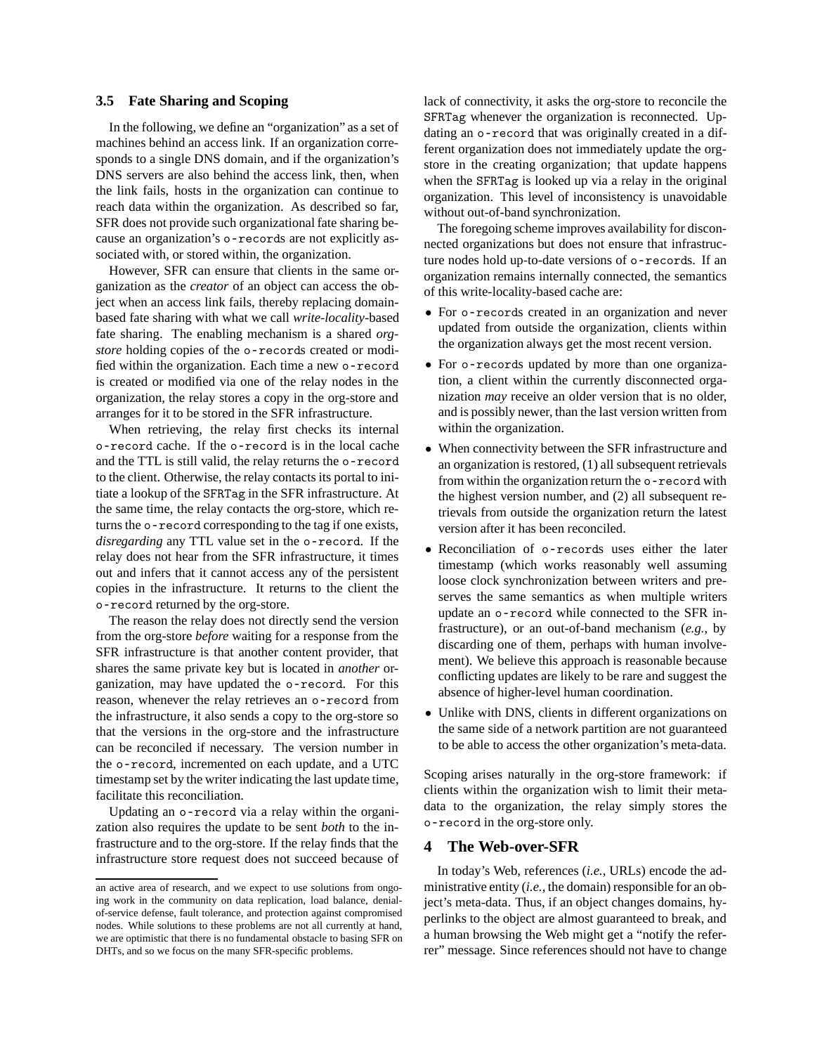### 3.5 Fate Sharing and Scoping

In the following, we define an "organization" as a set of machines behind an access link. If an organization corresponds to a single DNS domain, and if the organization's DNS servers are also behind the access link, then, when the link fails, hosts in the organization can continue to reach data within the organization. As described so far, SFR does not provide such organizational fate sharing because an organization's o-records are not explicitly associated with, or stored within, the organization.

However, SFR can ensure that clients in the same organization as the *creator* of an object can access the object when an access link fails, thereby replacing domain-based fate sharing with what we call *write-locality*-based fate sharing. The enabling mechanism is a shared *org-store* holding copies of the o-records created or modified within the organization. Each time a new o-record is created or modified via one of the relay nodes in the organization, the relay stores a copy in the org-store and arranges for it to be stored in the SFR infrastructure.

When retrieving, the relay first checks its internal o-record cache. If the o-record is in the local cache and the TTL is still valid, the relay returns the o-record to the client. Otherwise, the relay contacts its portal to initiate a lookup of the SFRTag in the SFR infrastructure. At the same time, the relay contacts the org-store, which returns the o-record corresponding to the tag if one exists, *disregarding* any TTL value set in the o-record. If the relay does not hear from the SFR infrastructure, it times out and infers that it cannot access any of the persistent copies in the infrastructure. It returns to the client the o-record returned by the org-store.

The reason the relay does not directly send the version from the org-store *before* waiting for a response from the SFR infrastructure is that another content provider, that shares the same private key but is located in *another* organization, may have updated the o-record. For this reason, whenever the relay retrieves an o-record from the infrastructure, it also sends a copy to the org-store so that the versions in the org-store and the infrastructure can be reconciled if necessary. The version number in the o-record, incremented on each update, and a UTC timestamp set by the writer indicating the last update time, facilitate this reconciliation.

Updating an o-record via a relay within the organization also requires the update to be sent *both* to the infrastructure and to the org-store. If the relay finds that the infrastructure store request does not succeed because of lack of connectivity, it asks the org-store to reconcile the SFRTag whenever the organization is reconnected. Updating an o-record that was originally created in a different organization does not immediately update the org-store in the creating organization; that update happens when the SFRTag is looked up via a relay in the original organization. This level of inconsistency is unavoidable without out-of-band synchronization.

The foregoing scheme improves availability for disconnected organizations but does not ensure that infrastructure nodes hold up-to-date versions of o-records. If an organization remains internally connected, the semantics of this write-locality-based cache are:

- For o-records created in an organization and never updated from outside the organization, clients within the organization always get the most recent version.
- For o-records updated by more than one organization, a client within the currently disconnected organization *may* receive an older version that is no older, and is possibly newer, than the last version written from within the organization.
- When connectivity between the SFR infrastructure and an organization is restored, (1) all subsequent retrievals from within the organization return the o-record with the highest version number, and (2) all subsequent retrievals from outside the organization return the latest version after it has been reconciled.
- Reconciliation of o-records uses either the later timestamp (which works reasonably well assuming loose clock synchronization between writers and preserves the same semantics as when multiple writers update an o-record while connected to the SFR infrastructure), or an out-of-band mechanism (*e.g.*, by discarding one of them, perhaps with human involvement). We believe this approach is reasonable because conflicting updates are likely to be rare and suggest the absence of higher-level human coordination.
- Unlike with DNS, clients in different organizations on the same side of a network partition are not guaranteed to be able to access the other organization's meta-data.

Scoping arises naturally in the org-store framework: if clients within the organization wish to limit their meta-data to the organization, the relay simply stores the o-record in the org-store only.

## 4 The Web-over-SFR

In today's Web, references (*i.e.*, URLs) encode the administrative entity (*i.e.*, the domain) responsible for an object's meta-data. Thus, if an object changes domains, hyperlinks to the object are almost guaranteed to break, and a human browsing the Web might get a "notify the referrer" message. Since references should not have to change

---

an active area of research, and we expect to use solutions from ongoing work in the community on data replication, load balance, denial-of-service defense, fault tolerance, and protection against compromised nodes. While solutions to these problems are not all currently at hand, we are optimistic that there is no fundamental obstacle to basing SFR on DHTs, and so we focus on the many SFR-specific problems.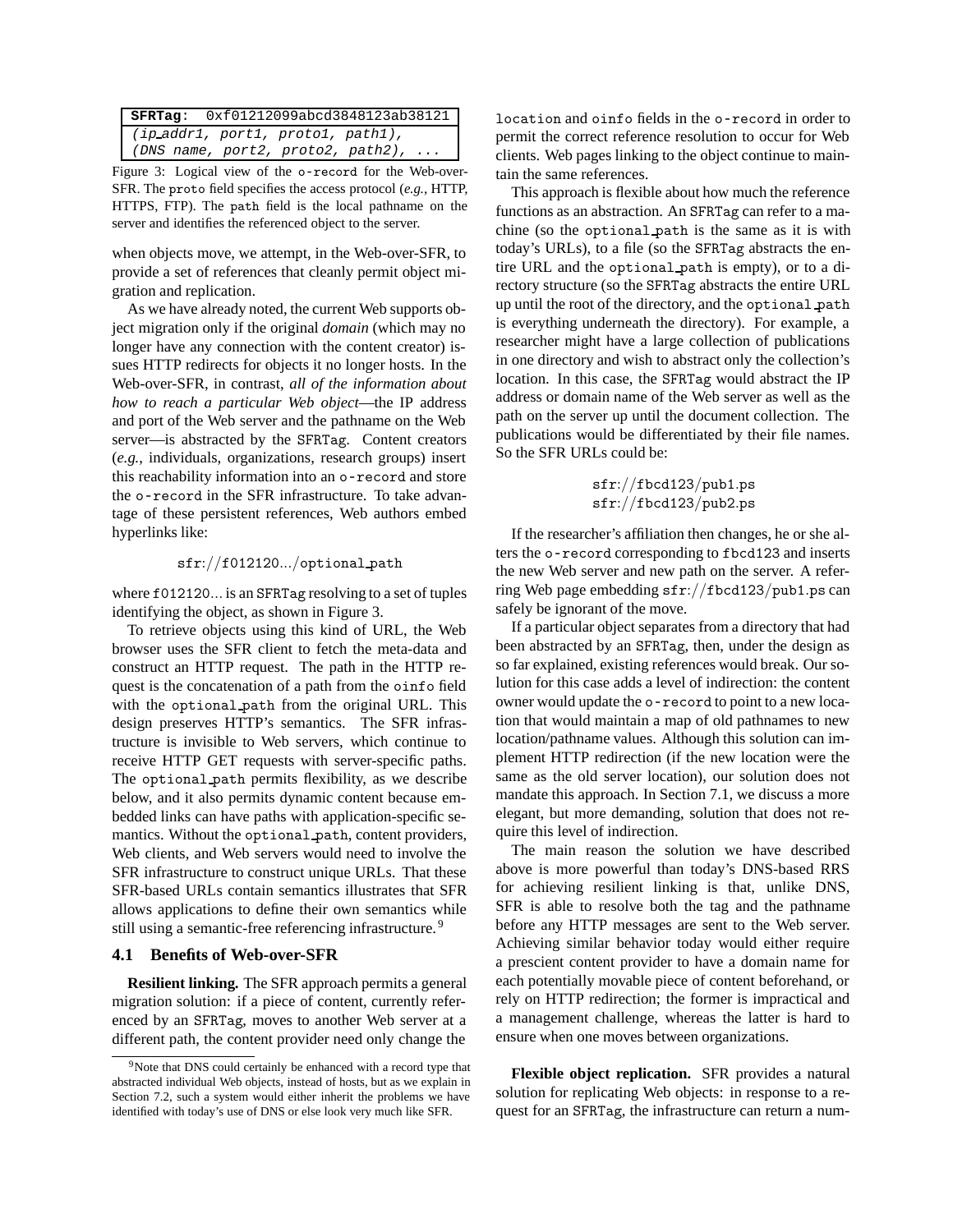| SFRTag: 0xf01212099abcd3848123ab38121 |
|---|
| (ip_addr1, port1, proto1, path1), |
| (DNS name, port2, proto2, path2), ... |

Figure 3: Logical view of the `o-record` for the Web-over-SFR. The `proto` field specifies the access protocol (*e.g.*, HTTP, HTTPS, FTP). The `path` field is the local pathname on the server and identifies the referenced object to the server.

when objects move, we attempt, in the Web-over-SFR, to provide a set of references that cleanly permit object migration and replication.

As we have already noted, the current Web supports object migration only if the original *domain* (which may no longer have any connection with the content creator) issues HTTP redirects for objects it no longer hosts. In the Web-over-SFR, in contrast, *all of the information about how to reach a particular Web object*—the IP address and port of the Web server and the pathname on the Web server—is abstracted by the `SFRTag`. Content creators (*e.g.*, individuals, organizations, research groups) insert this reachability information into an `o-record` and store the `o-record` in the SFR infrastructure. To take advantage of these persistent references, Web authors embed hyperlinks like:

sfr://f012120.../optional_path

where f012120... is an `SFRTag` resolving to a set of tuples identifying the object, as shown in Figure 3.

To retrieve objects using this kind of URL, the Web browser uses the SFR client to fetch the meta-data and construct an HTTP request. The path in the HTTP request is the concatenation of a path from the `oinfo` field with the `optional_path` from the original URL. This design preserves HTTP's semantics. The SFR infrastructure is invisible to Web servers, which continue to receive HTTP GET requests with server-specific paths. The `optional_path` permits flexibility, as we describe below, and it also permits dynamic content because embedded links can have paths with application-specific semantics. Without the `optional_path`, content providers, Web clients, and Web servers would need to involve the SFR infrastructure to construct unique URLs. That these SFR-based URLs contain semantics illustrates that SFR allows applications to define their own semantics while still using a semantic-free referencing infrastructure.[9]

### 4.1 Benefits of Web-over-SFR

**Resilient linking.** The SFR approach permits a general migration solution: if a piece of content, currently referenced by an `SFRTag`, moves to another Web server at a different path, the content provider need only change the `location` and `oinfo` fields in the `o-record` in order to permit the correct reference resolution to occur for Web clients. Web pages linking to the object continue to maintain the same references.

This approach is flexible about how much the reference functions as an abstraction. An `SFRTag` can refer to a machine (so the `optional_path` is the same as it is with today's URLs), to a file (so the `SFRTag` abstracts the entire URL and the `optional_path` is empty), or to a directory structure (so the `SFRTag` abstracts the entire URL up until the root of the directory, and the `optional_path` is everything underneath the directory). For example, a researcher might have a large collection of publications in one directory and wish to abstract only the collection's location. In this case, the `SFRTag` would abstract the IP address or domain name of the Web server as well as the path on the server up until the document collection. The publications would be differentiated by their file names. So the SFR URLs could be:

sfr://fbcd123/pub1.ps
sfr://fbcd123/pub2.ps

If the researcher's affiliation then changes, he or she alters the `o-record` corresponding to fbcd123 and inserts the new Web server and new path on the server. A referring Web page embedding sfr://fbcd123/pub1.ps can safely be ignorant of the move.

If a particular object separates from a directory that had been abstracted by an `SFRTag`, then, under the design as so far explained, existing references would break. Our solution for this case adds a level of indirection: the content owner would update the `o-record` to point to a new location that would maintain a map of old pathnames to new location/pathname values. Although this solution can implement HTTP redirection (if the new location were the same as the old server location), our solution does not mandate this approach. In Section 7.1, we discuss a more elegant, but more demanding, solution that does not require this level of indirection.

The main reason the solution we have described above is more powerful than today's DNS-based RRS for achieving resilient linking is that, unlike DNS, SFR is able to resolve both the tag and the pathname before any HTTP messages are sent to the Web server. Achieving similar behavior today would either require a prescient content provider to have a domain name for each potentially movable piece of content beforehand, or rely on HTTP redirection; the former is impractical and a management challenge, whereas the latter is hard to ensure when one moves between organizations.

**Flexible object replication.** SFR provides a natural solution for replicating Web objects: in response to a request for an `SFRTag`, the infrastructure can return a num-

[9] Note that DNS could certainly be enhanced with a record type that abstracted individual Web objects, instead of hosts, but as we explain in Section 7.2, such a system would either inherit the problems we have identified with today's use of DNS or else look very much like SFR.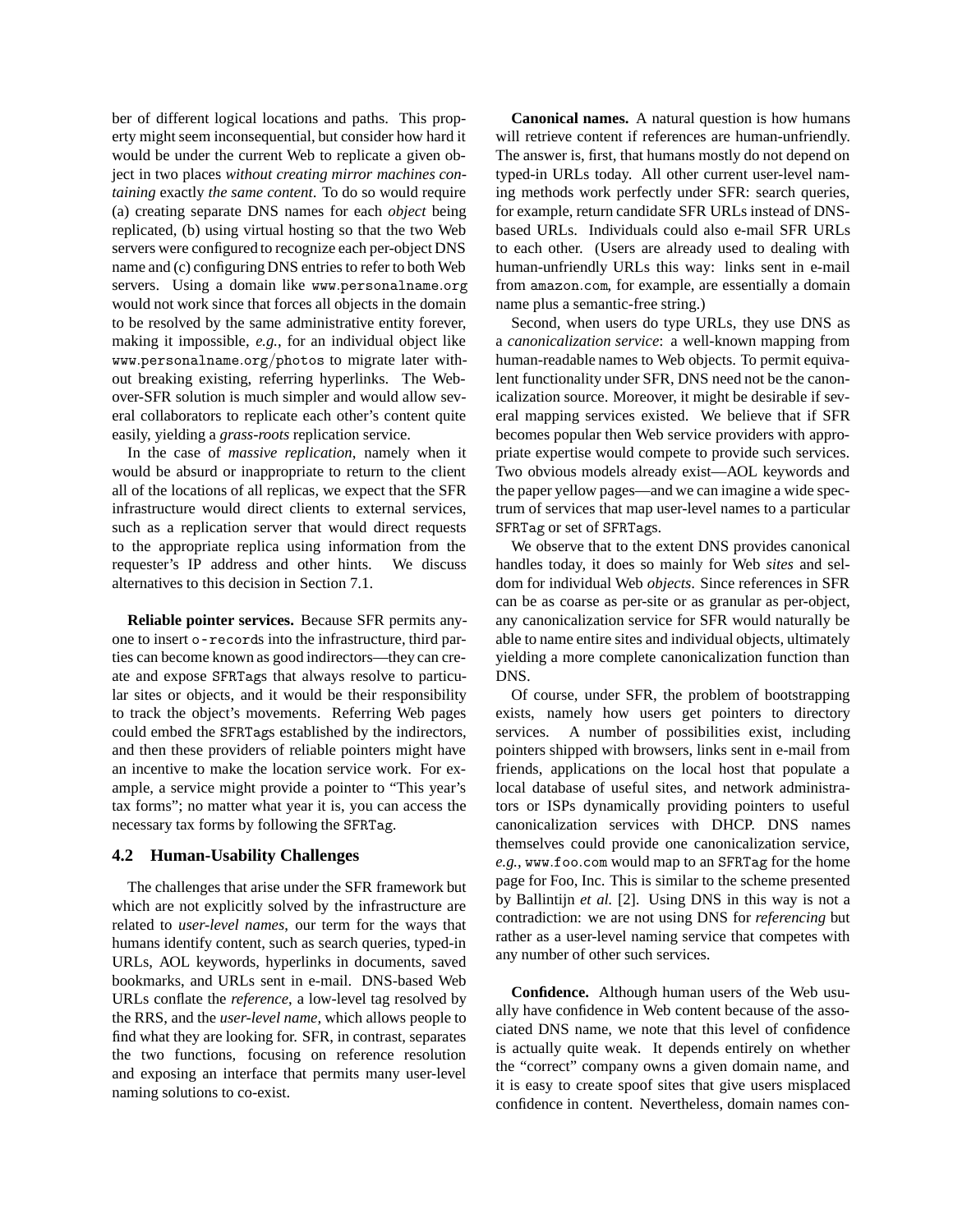ber of different logical locations and paths. This property might seem inconsequential, but consider how hard it would be under the current Web to replicate a given object in two places *without creating mirror machines containing* exactly *the same content*. To do so would require (a) creating separate DNS names for each *object* being replicated, (b) using virtual hosting so that the two Web servers were configured to recognize each per-object DNS name and (c) configuring DNS entries to refer to both Web servers. Using a domain like www.personalname.org would not work since that forces all objects in the domain to be resolved by the same administrative entity forever, making it impossible, *e.g.*, for an individual object like www.personalname.org/photos to migrate later without breaking existing, referring hyperlinks. The Web-over-SFR solution is much simpler and would allow several collaborators to replicate each other's content quite easily, yielding a *grass-roots* replication service.

In the case of *massive replication*, namely when it would be absurd or inappropriate to return to the client all of the locations of all replicas, we expect that the SFR infrastructure would direct clients to external services, such as a replication server that would direct requests to the appropriate replica using information from the requester's IP address and other hints. We discuss alternatives to this decision in Section 7.1.

**Reliable pointer services.** Because SFR permits anyone to insert o-records into the infrastructure, third parties can become known as good indirectors—they can create and expose SFRTags that always resolve to particular sites or objects, and it would be their responsibility to track the object's movements. Referring Web pages could embed the SFRTags established by the indirectors, and then these providers of reliable pointers might have an incentive to make the location service work. For example, a service might provide a pointer to "This year's tax forms"; no matter what year it is, you can access the necessary tax forms by following the SFRTag.

## 4.2 Human-Usability Challenges

The challenges that arise under the SFR framework but which are not explicitly solved by the infrastructure are related to *user-level names*, our term for the ways that humans identify content, such as search queries, typed-in URLs, AOL keywords, hyperlinks in documents, saved bookmarks, and URLs sent in e-mail. DNS-based Web URLs conflate the *reference*, a low-level tag resolved by the RRS, and the *user-level name*, which allows people to find what they are looking for. SFR, in contrast, separates the two functions, focusing on reference resolution and exposing an interface that permits many user-level naming solutions to co-exist.

**Canonical names.** A natural question is how humans will retrieve content if references are human-unfriendly. The answer is, first, that humans mostly do not depend on typed-in URLs today. All other current user-level naming methods work perfectly under SFR: search queries, for example, return candidate SFR URLs instead of DNS-based URLs. Individuals could also e-mail SFR URLs to each other. (Users are already used to dealing with human-unfriendly URLs this way: links sent in e-mail from amazon.com, for example, are essentially a domain name plus a semantic-free string.)

Second, when users do type URLs, they use DNS as a *canonicalization service*: a well-known mapping from human-readable names to Web objects. To permit equivalent functionality under SFR, DNS need not be the canonicalization source. Moreover, it might be desirable if several mapping services existed. We believe that if SFR becomes popular then Web service providers with appropriate expertise would compete to provide such services. Two obvious models already exist—AOL keywords and the paper yellow pages—and we can imagine a wide spectrum of services that map user-level names to a particular SFRTag or set of SFRTags.

We observe that to the extent DNS provides canonical handles today, it does so mainly for Web *sites* and seldom for individual Web *objects*. Since references in SFR can be as coarse as per-site or as granular as per-object, any canonicalization service for SFR would naturally be able to name entire sites and individual objects, ultimately yielding a more complete canonicalization function than DNS.

Of course, under SFR, the problem of bootstrapping exists, namely how users get pointers to directory services. A number of possibilities exist, including pointers shipped with browsers, links sent in e-mail from friends, applications on the local host that populate a local database of useful sites, and network administrators or ISPs dynamically providing pointers to useful canonicalization services with DHCP. DNS names themselves could provide one canonicalization service, *e.g.*, www.foo.com would map to an SFRTag for the home page for Foo, Inc. This is similar to the scheme presented by Ballintijn *et al.* [2]. Using DNS in this way is not a contradiction: we are not using DNS for *referencing* but rather as a user-level naming service that competes with any number of other such services.

**Confidence.** Although human users of the Web usually have confidence in Web content because of the associated DNS name, we note that this level of confidence is actually quite weak. It depends entirely on whether the "correct" company owns a given domain name, and it is easy to create spoof sites that give users misplaced confidence in content. Nevertheless, domain names con-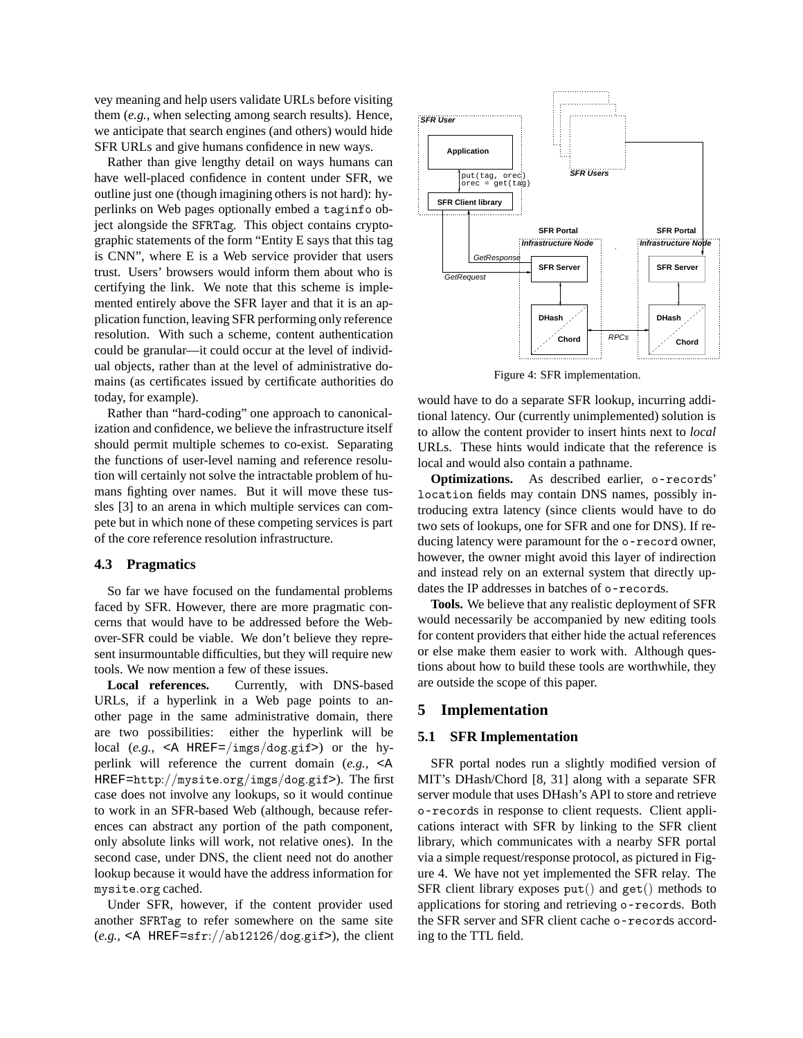vey meaning and help users validate URLs before visiting them (*e.g.*, when selecting among search results). Hence, we anticipate that search engines (and others) would hide SFR URLs and give humans confidence in new ways.

Rather than give lengthy detail on ways humans can have well-placed confidence in content under SFR, we outline just one (though imagining others is not hard): hyperlinks on Web pages optionally embed a `taginfo` object alongside the `SFRTag`. This object contains cryptographic statements of the form "Entity E says that this tag is CNN", where E is a Web service provider that users trust. Users' browsers would inform them about who is certifying the link. We note that this scheme is implemented entirely above the SFR layer and that it is an application function, leaving SFR performing only reference resolution. With such a scheme, content authentication could be granular—it could occur at the level of individual objects, rather than at the level of administrative domains (as certificates issued by certificate authorities do today, for example).

Rather than "hard-coding" one approach to canonicalization and confidence, we believe the infrastructure itself should permit multiple schemes to co-exist. Separating the functions of user-level naming and reference resolution will certainly not solve the intractable problem of humans fighting over names. But it will move these tussles [3] to an arena in which multiple services can compete but in which none of these competing services is part of the core reference resolution infrastructure.

### 4.3 Pragmatics

So far we have focused on the fundamental problems faced by SFR. However, there are more pragmatic concerns that would have to be addressed before the Web-over-SFR could be viable. We don't believe they represent insurmountable difficulties, but they will require new tools. We now mention a few of these issues.

**Local references.** Currently, with DNS-based URLs, if a hyperlink in a Web page points to another page in the same administrative domain, there are two possibilities: either the hyperlink will be local (*e.g.*, `<A HREF=/imgs/dog.gif>`) or the hyperlink will reference the current domain (*e.g.*, `<A HREF=http://mysite.org/imgs/dog.gif>`). The first case does not involve any lookups, so it would continue to work in an SFR-based Web (although, because references can abstract any portion of the path component, only absolute links will work, not relative ones). In the second case, under DNS, the client need not do another lookup because it would have the address information for `mysite.org` cached.

Under SFR, however, if the content provider used another `SFRTag` to refer somewhere on the same site (*e.g.*, `<A HREF=sfr://ab12126/dog.gif>`), the client would have to do a separate SFR lookup, incurring additional latency. Our (currently unimplemented) solution is to allow the content provider to insert hints next to *local* URLs. These hints would indicate that the reference is local and would also contain a pathname.

Figure 4: SFR implementation.

**Optimizations.** As described earlier, `o-records`' `location` fields may contain DNS names, possibly introducing extra latency (since clients would have to do two sets of lookups, one for SFR and one for DNS). If reducing latency were paramount for the `o-record` owner, however, the owner might avoid this layer of indirection and instead rely on an external system that directly updates the IP addresses in batches of `o-records`.

**Tools.** We believe that any realistic deployment of SFR would necessarily be accompanied by new editing tools for content providers that either hide the actual references or else make them easier to work with. Although questions about how to build these tools are worthwhile, they are outside the scope of this paper.

## 5 Implementation

### 5.1 SFR Implementation

SFR portal nodes run a slightly modified version of MIT's DHash/Chord [8, 31] along with a separate SFR server module that uses DHash's API to store and retrieve `o-records` in response to client requests. Client applications interact with SFR by linking to the SFR client library, which communicates with a nearby SFR portal via a simple request/response protocol, as pictured in Figure 4. We have not yet implemented the SFR relay. The SFR client library exposes `put()` and `get()` methods to applications for storing and retrieving `o-records`. Both the SFR server and SFR client cache `o-records` according to the TTL field.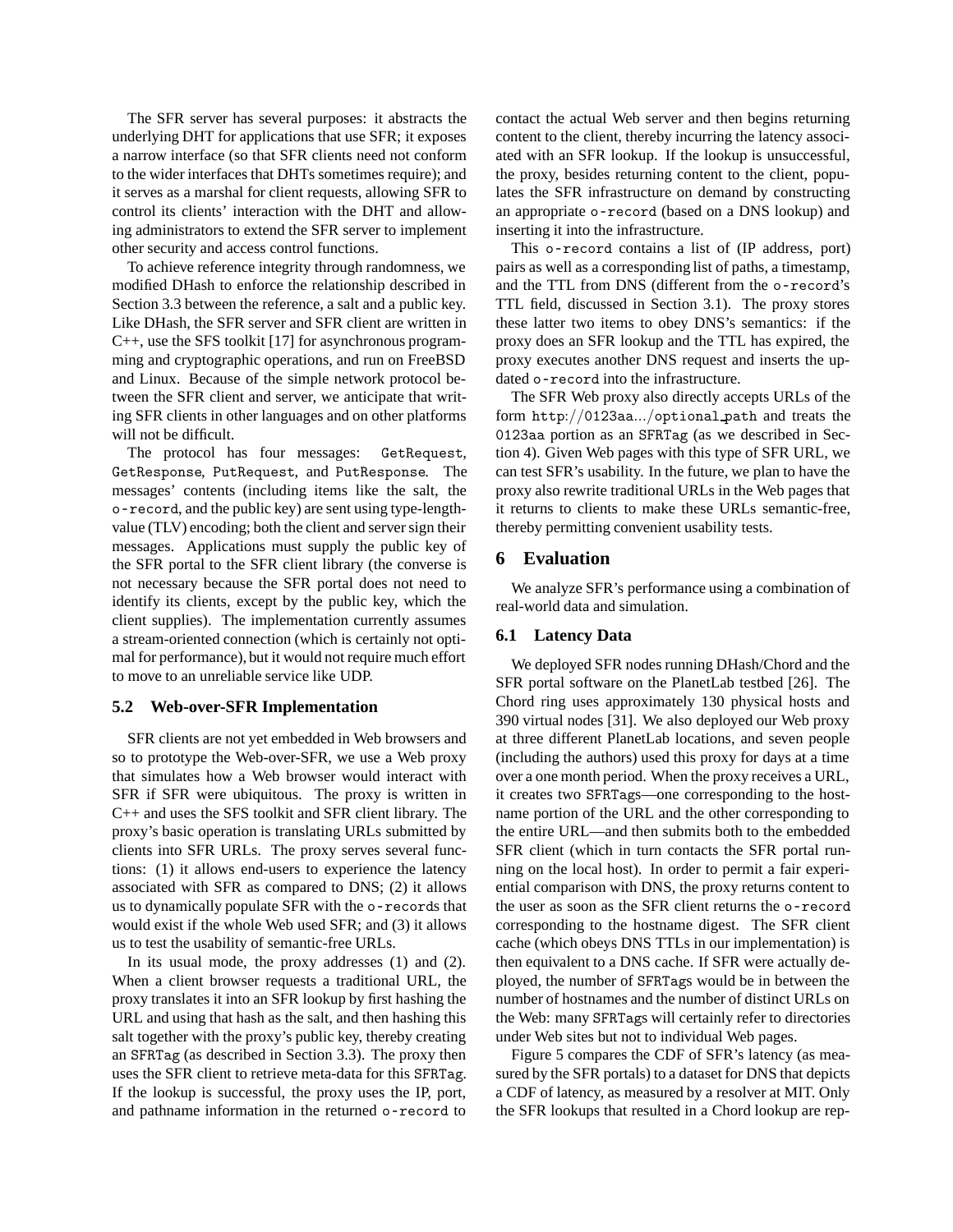The SFR server has several purposes: it abstracts the underlying DHT for applications that use SFR; it exposes a narrow interface (so that SFR clients need not conform to the wider interfaces that DHTs sometimes require); and it serves as a marshal for client requests, allowing SFR to control its clients' interaction with the DHT and allowing administrators to extend the SFR server to implement other security and access control functions.

To achieve reference integrity through randomness, we modified DHash to enforce the relationship described in Section 3.3 between the reference, a salt and a public key. Like DHash, the SFR server and SFR client are written in C++, use the SFS toolkit [17] for asynchronous programming and cryptographic operations, and run on FreeBSD and Linux. Because of the simple network protocol between the SFR client and server, we anticipate that writing SFR clients in other languages and on other platforms will not be difficult.

The protocol has four messages: `GetRequest`, `GetResponse`, `PutRequest`, and `PutResponse`. The messages' contents (including items like the salt, the `o-record`, and the public key) are sent using type-length-value (TLV) encoding; both the client and server sign their messages. Applications must supply the public key of the SFR portal to the SFR client library (the converse is not necessary because the SFR portal does not need to identify its clients, except by the public key, which the client supplies). The implementation currently assumes a stream-oriented connection (which is certainly not optimal for performance), but it would not require much effort to move to an unreliable service like UDP.

### 5.2 Web-over-SFR Implementation

SFR clients are not yet embedded in Web browsers and so to prototype the Web-over-SFR, we use a Web proxy that simulates how a Web browser would interact with SFR if SFR were ubiquitous. The proxy is written in C++ and uses the SFS toolkit and SFR client library. The proxy's basic operation is translating URLs submitted by clients into SFR URLs. The proxy serves several functions: (1) it allows end-users to experience the latency associated with SFR as compared to DNS; (2) it allows us to dynamically populate SFR with the `o-record`s that would exist if the whole Web used SFR; and (3) it allows us to test the usability of semantic-free URLs.

In its usual mode, the proxy addresses (1) and (2). When a client browser requests a traditional URL, the proxy translates it into an SFR lookup by first hashing the URL and using that hash as the salt, and then hashing this salt together with the proxy's public key, thereby creating an `SFRTag` (as described in Section 3.3). The proxy then uses the SFR client to retrieve meta-data for this `SFRTag`. If the lookup is successful, the proxy uses the IP, port, and pathname information in the returned `o-record` to contact the actual Web server and then begins returning content to the client, thereby incurring the latency associated with an SFR lookup. If the lookup is unsuccessful, the proxy, besides returning content to the client, populates the SFR infrastructure on demand by constructing an appropriate `o-record` (based on a DNS lookup) and inserting it into the infrastructure.

This `o-record` contains a list of (IP address, port) pairs as well as a corresponding list of paths, a timestamp, and the TTL from DNS (different from the `o-record`'s TTL field, discussed in Section 3.1). The proxy stores these latter two items to obey DNS's semantics: if the proxy does an SFR lookup and the TTL has expired, the proxy executes another DNS request and inserts the updated `o-record` into the infrastructure.

The SFR Web proxy also directly accepts URLs of the form `http://0123aa.../optional_path` and treats the `0123aa` portion as an `SFRTag` (as we described in Section 4). Given Web pages with this type of SFR URL, we can test SFR's usability. In the future, we plan to have the proxy also rewrite traditional URLs in the Web pages that it returns to clients to make these URLs semantic-free, thereby permitting convenient usability tests.

## 6 Evaluation

We analyze SFR's performance using a combination of real-world data and simulation.

### 6.1 Latency Data

We deployed SFR nodes running DHash/Chord and the SFR portal software on the PlanetLab testbed [26]. The Chord ring uses approximately 130 physical hosts and 390 virtual nodes [31]. We also deployed our Web proxy at three different PlanetLab locations, and seven people (including the authors) used this proxy for days at a time over a one month period. When the proxy receives a URL, it creates two `SFRTag`s—one corresponding to the hostname portion of the URL and the other corresponding to the entire URL—and then submits both to the embedded SFR client (which in turn contacts the SFR portal running on the local host). In order to permit a fair experiential comparison with DNS, the proxy returns content to the user as soon as the SFR client returns the `o-record` corresponding to the hostname digest. The SFR client cache (which obeys DNS TTLs in our implementation) is then equivalent to a DNS cache. If SFR were actually deployed, the number of `SFRTag`s would be in between the number of hostnames and the number of distinct URLs on the Web: many `SFRTag`s will certainly refer to directories under Web sites but not to individual Web pages.

Figure 5 compares the CDF of SFR's latency (as measured by the SFR portals) to a dataset for DNS that depicts a CDF of latency, as measured by a resolver at MIT. Only the SFR lookups that resulted in a Chord lookup are rep-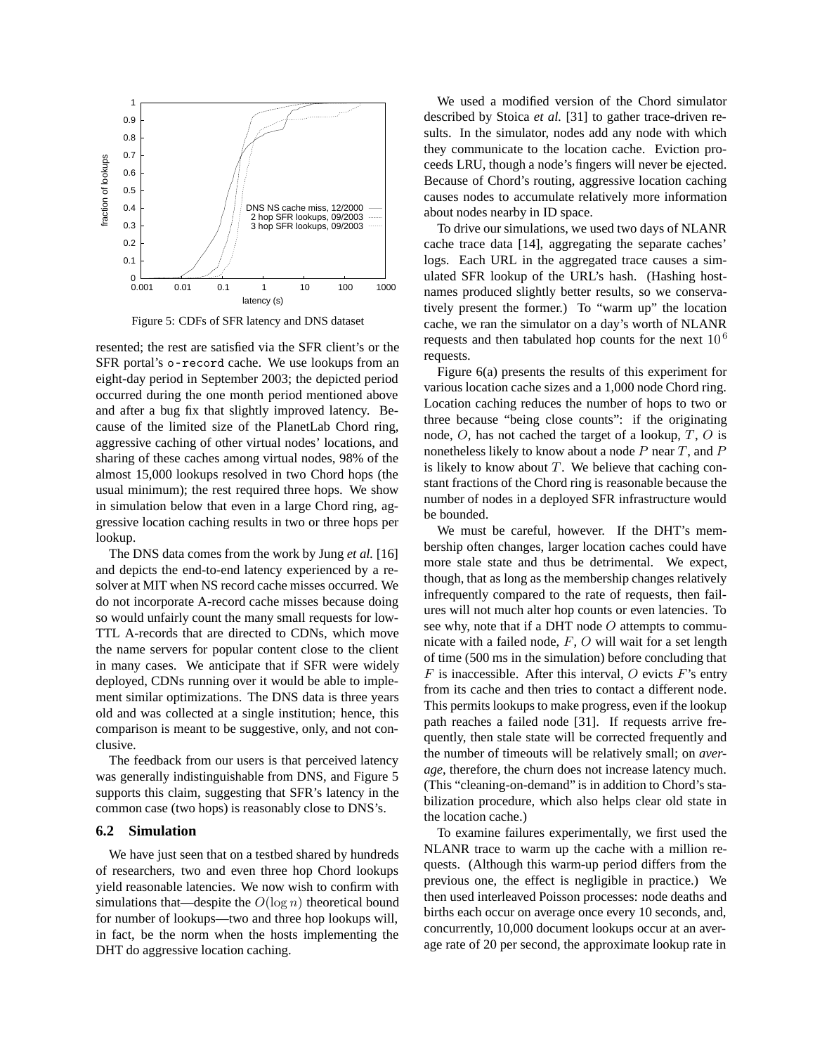Figure 5: CDFs of SFR latency and DNS dataset

resented; the rest are satisfied via the SFR client's or the SFR portal's o-record cache. We use lookups from an eight-day period in September 2003; the depicted period occurred during the one month period mentioned above and after a bug fix that slightly improved latency. Because of the limited size of the PlanetLab Chord ring, aggressive caching of other virtual nodes' locations, and sharing of these caches among virtual nodes, 98% of the almost 15,000 lookups resolved in two Chord hops (the usual minimum); the rest required three hops. We show in simulation below that even in a large Chord ring, aggressive location caching results in two or three hops per lookup.

The DNS data comes from the work by Jung *et al.* [16] and depicts the end-to-end latency experienced by a resolver at MIT when NS record cache misses occurred. We do not incorporate A-record cache misses because doing so would unfairly count the many small requests for low-TTL A-records that are directed to CDNs, which move the name servers for popular content close to the client in many cases. We anticipate that if SFR were widely deployed, CDNs running over it would be able to implement similar optimizations. The DNS data is three years old and was collected at a single institution; hence, this comparison is meant to be suggestive, only, and not conclusive.

The feedback from our users is that perceived latency was generally indistinguishable from DNS, and Figure 5 supports this claim, suggesting that SFR's latency in the common case (two hops) is reasonably close to DNS's.

### 6.2 Simulation

We have just seen that on a testbed shared by hundreds of researchers, two and even three hop Chord lookups yield reasonable latencies. We now wish to confirm with simulations that—despite the $O(\log n)$ theoretical bound for number of lookups—two and three hop lookups will, in fact, be the norm when the hosts implementing the DHT do aggressive location caching.

We used a modified version of the Chord simulator described by Stoica *et al.* [31] to gather trace-driven results. In the simulator, nodes add any node with which they communicate to the location cache. Eviction proceeds LRU, though a node's fingers will never be ejected. Because of Chord's routing, aggressive location caching causes nodes to accumulate relatively more information about nodes nearby in ID space.

To drive our simulations, we used two days of NLANR cache trace data [14], aggregating the separate caches' logs. Each URL in the aggregated trace causes a simulated SFR lookup of the URL's hash. (Hashing hostnames produced slightly better results, so we conservatively present the former.) To "warm up" the location cache, we ran the simulator on a day's worth of NLANR requests and then tabulated hop counts for the next $10^6$ requests.

Figure 6(a) presents the results of this experiment for various location cache sizes and a 1,000 node Chord ring. Location caching reduces the number of hops to two or three because "being close counts": if the originating node, $O$, has not cached the target of a lookup, $T$, $O$ is nonetheless likely to know about a node $P$ near $T$, and $P$ is likely to know about $T$. We believe that caching constant fractions of the Chord ring is reasonable because the number of nodes in a deployed SFR infrastructure would be bounded.

We must be careful, however. If the DHT's membership often changes, larger location caches could have more stale state and thus be detrimental. We expect, though, that as long as the membership changes relatively infrequently compared to the rate of requests, then failures will not much alter hop counts or even latencies. To see why, note that if a DHT node $O$ attempts to communicate with a failed node, $F$, $O$ will wait for a set length of time (500 ms in the simulation) before concluding that $F$ is inaccessible. After this interval, $O$ evicts $F$'s entry from its cache and then tries to contact a different node. This permits lookups to make progress, even if the lookup path reaches a failed node [31]. If requests arrive frequently, then stale state will be corrected frequently and the number of timeouts will be relatively small; on *average*, therefore, the churn does not increase latency much. (This "cleaning-on-demand" is in addition to Chord's stabilization procedure, which also helps clear old state in the location cache.)

To examine failures experimentally, we first used the NLANR trace to warm up the cache with a million requests. (Although this warm-up period differs from the previous one, the effect is negligible in practice.) We then used interleaved Poisson processes: node deaths and births each occur on average once every 10 seconds, and, concurrently, 10,000 document lookups occur at an average rate of 20 per second, the approximate lookup rate in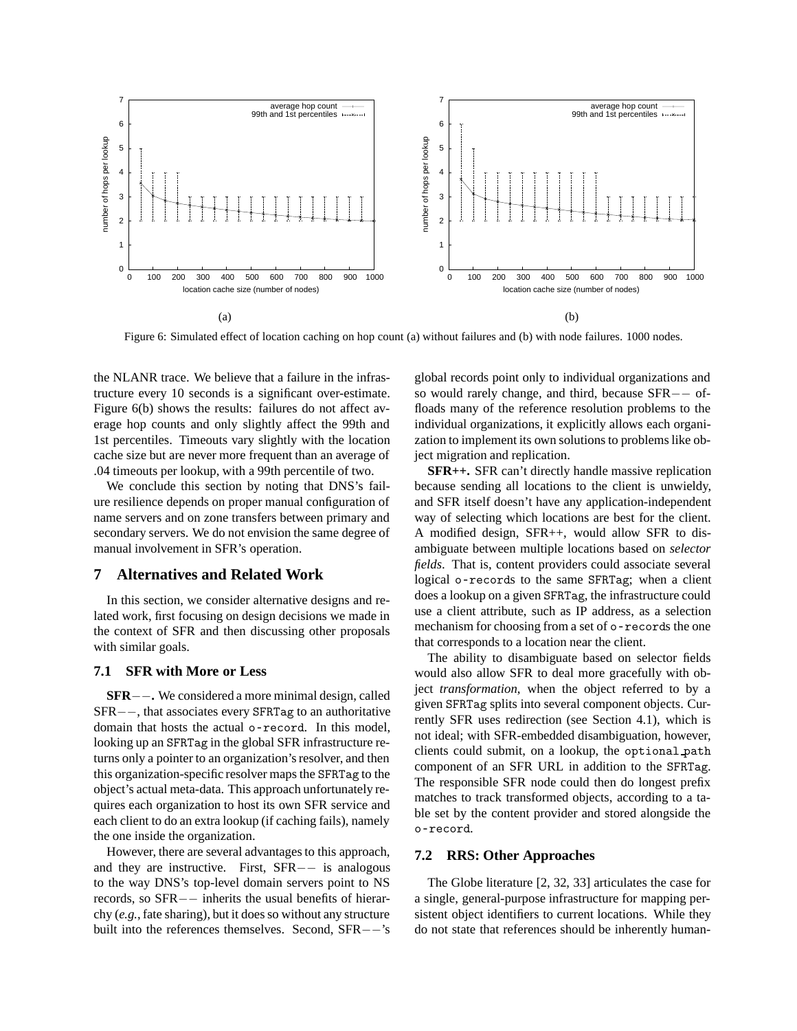Figure 6: Simulated effect of location caching on hop count (a) without failures and (b) with node failures. 1000 nodes.

the NLANR trace. We believe that a failure in the infrastructure every 10 seconds is a significant over-estimate. Figure 6(b) shows the results: failures do not affect average hop counts and only slightly affect the 99th and 1st percentiles. Timeouts vary slightly with the location cache size but are never more frequent than an average of .04 timeouts per lookup, with a 99th percentile of two.

We conclude this section by noting that DNS's failure resilience depends on proper manual configuration of name servers and on zone transfers between primary and secondary servers. We do not envision the same degree of manual involvement in SFR's operation.

## 7 Alternatives and Related Work

In this section, we consider alternative designs and related work, first focusing on design decisions we made in the context of SFR and then discussing other proposals with similar goals.

### 7.1 SFR with More or Less

**SFR−−.** We considered a more minimal design, called SFR−−, that associates every `SFRTag` to an authoritative domain that hosts the actual `o-record`. In this model, looking up an `SFRTag` in the global SFR infrastructure returns only a pointer to an organization's resolver, and then this organization-specific resolver maps the `SFRTag` to the object's actual meta-data. This approach unfortunately requires each organization to host its own SFR service and each client to do an extra lookup (if caching fails), namely the one inside the organization.

However, there are several advantages to this approach, and they are instructive. First, SFR−− is analogous to the way DNS's top-level domain servers point to NS records, so SFR−− inherits the usual benefits of hierarchy (*e.g.*, fate sharing), but it does so without any structure built into the references themselves. Second, SFR−−'s global records point only to individual organizations and so would rarely change, and third, because SFR−− offloads many of the reference resolution problems to the individual organizations, it explicitly allows each organization to implement its own solutions to problems like object migration and replication.

**SFR++.** SFR can't directly handle massive replication because sending all locations to the client is unwieldy, and SFR itself doesn't have any application-independent way of selecting which locations are best for the client. A modified design, SFR++, would allow SFR to disambiguate between multiple locations based on *selector fields*. That is, content providers could associate several logical `o-records` to the same `SFRTag`; when a client does a lookup on a given `SFRTag`, the infrastructure could use a client attribute, such as IP address, as a selection mechanism for choosing from a set of `o-records` the one that corresponds to a location near the client.

The ability to disambiguate based on selector fields would also allow SFR to deal more gracefully with object *transformation*, when the object referred to by a given `SFRTag` splits into several component objects. Currently SFR uses redirection (see Section 4.1), which is not ideal; with SFR-embedded disambiguation, however, clients could submit, on a lookup, the `optional_path` component of an SFR URL in addition to the `SFRTag`. The responsible SFR node could then do longest prefix matches to track transformed objects, according to a table set by the content provider and stored alongside the `o-record`.

### 7.2 RRS: Other Approaches

The Globe literature [2, 32, 33] articulates the case for a single, general-purpose infrastructure for mapping persistent object identifiers to current locations. While they do not state that references should be inherently human-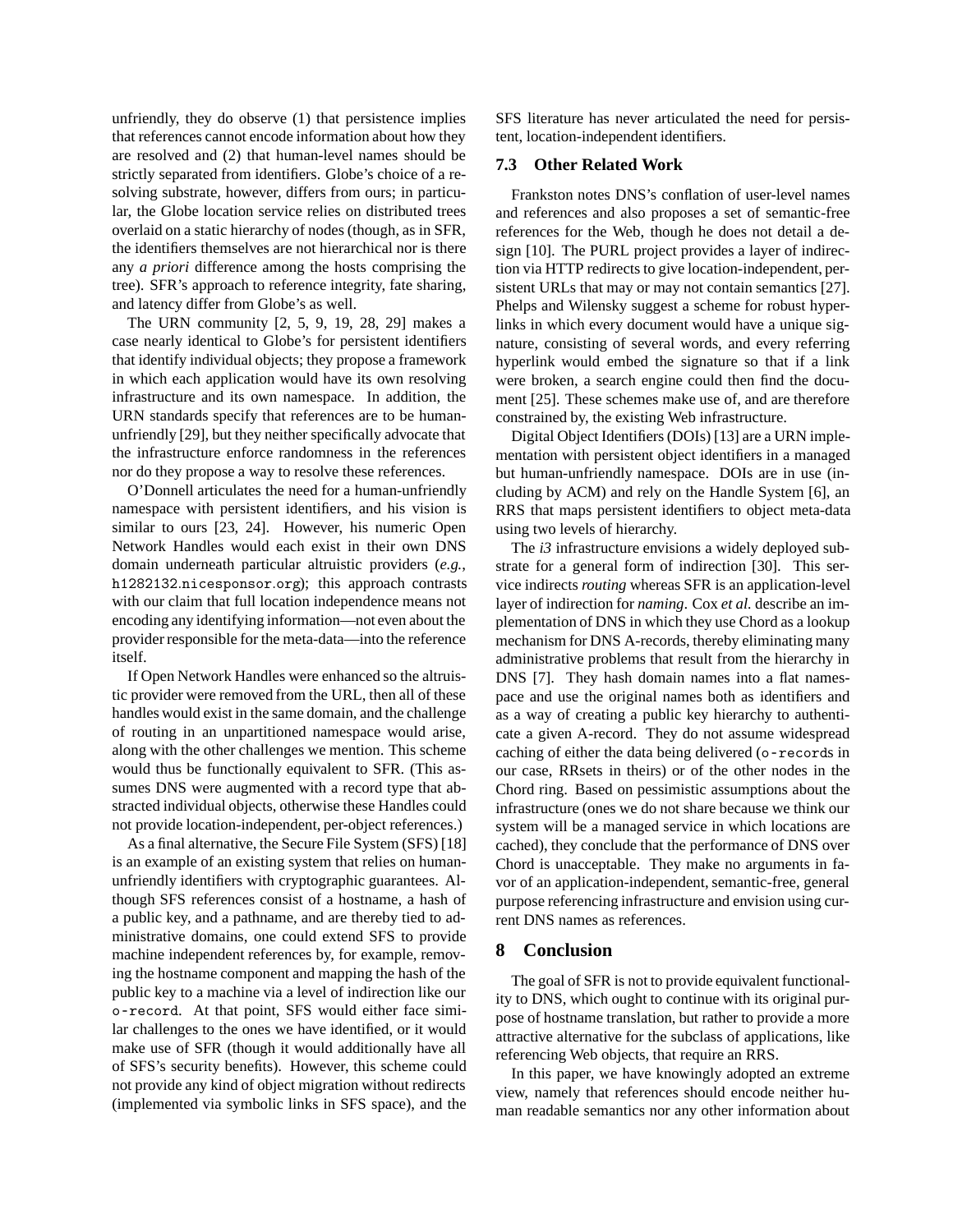unfriendly, they do observe (1) that persistence implies that references cannot encode information about how they are resolved and (2) that human-level names should be strictly separated from identifiers. Globe's choice of a resolving substrate, however, differs from ours; in particular, the Globe location service relies on distributed trees overlaid on a static hierarchy of nodes (though, as in SFR, the identifiers themselves are not hierarchical nor is there any *a priori* difference among the hosts comprising the tree). SFR's approach to reference integrity, fate sharing, and latency differ from Globe's as well.

The URN community [2, 5, 9, 19, 28, 29] makes a case nearly identical to Globe's for persistent identifiers that identify individual objects; they propose a framework in which each application would have its own resolving infrastructure and its own namespace. In addition, the URN standards specify that references are to be human-unfriendly [29], but they neither specifically advocate that the infrastructure enforce randomness in the references nor do they propose a way to resolve these references.

O'Donnell articulates the need for a human-unfriendly namespace with persistent identifiers, and his vision is similar to ours [23, 24]. However, his numeric Open Network Handles would each exist in their own DNS domain underneath particular altruistic providers (*e.g.*, `h1282132.nicesponsor.org`); this approach contrasts with our claim that full location independence means not encoding any identifying information—not even about the provider responsible for the meta-data—into the reference itself.

If Open Network Handles were enhanced so the altruistic provider were removed from the URL, then all of these handles would exist in the same domain, and the challenge of routing in an unpartitioned namespace would arise, along with the other challenges we mention. This scheme would thus be functionally equivalent to SFR. (This assumes DNS were augmented with a record type that abstracted individual objects, otherwise these Handles could not provide location-independent, per-object references.)

As a final alternative, the Secure File System (SFS) [18] is an example of an existing system that relies on human-unfriendly identifiers with cryptographic guarantees. Although SFS references consist of a hostname, a hash of a public key, and a pathname, and are thereby tied to administrative domains, one could extend SFS to provide machine independent references by, for example, removing the hostname component and mapping the hash of the public key to a machine via a level of indirection like our `o-record`. At that point, SFS would either face similar challenges to the ones we have identified, or it would make use of SFR (though it would additionally have all of SFS's security benefits). However, this scheme could not provide any kind of object migration without redirects (implemented via symbolic links in SFS space), and the SFS literature has never articulated the need for persistent, location-independent identifiers.

### 7.3 Other Related Work

Frankston notes DNS's conflation of user-level names and references and also proposes a set of semantic-free references for the Web, though he does not detail a design [10]. The PURL project provides a layer of indirection via HTTP redirects to give location-independent, persistent URLs that may or may not contain semantics [27]. Phelps and Wilensky suggest a scheme for robust hyperlinks in which every document would have a unique signature, consisting of several words, and every referring hyperlink would embed the signature so that if a link were broken, a search engine could then find the document [25]. These schemes make use of, and are therefore constrained by, the existing Web infrastructure.

Digital Object Identifiers (DOIs) [13] are a URN implementation with persistent object identifiers in a managed but human-unfriendly namespace. DOIs are in use (including by ACM) and rely on the Handle System [6], an RRS that maps persistent identifiers to object meta-data using two levels of hierarchy.

The *i3* infrastructure envisions a widely deployed substrate for a general form of indirection [30]. This service indirects *routing* whereas SFR is an application-level layer of indirection for *naming*. Cox *et al.* describe an implementation of DNS in which they use Chord as a lookup mechanism for DNS A-records, thereby eliminating many administrative problems that result from the hierarchy in DNS [7]. They hash domain names into a flat namespace and use the original names both as identifiers and as a way of creating a public key hierarchy to authenticate a given A-record. They do not assume widespread caching of either the data being delivered (`o-records` in our case, RRsets in theirs) or of the other nodes in the Chord ring. Based on pessimistic assumptions about the infrastructure (ones we do not share because we think our system will be a managed service in which locations are cached), they conclude that the performance of DNS over Chord is unacceptable. They make no arguments in favor of an application-independent, semantic-free, general purpose referencing infrastructure and envision using current DNS names as references.

## 8 Conclusion

The goal of SFR is not to provide equivalent functionality to DNS, which ought to continue with its original purpose of hostname translation, but rather to provide a more attractive alternative for the subclass of applications, like referencing Web objects, that require an RRS.

In this paper, we have knowingly adopted an extreme view, namely that references should encode neither human readable semantics nor any other information about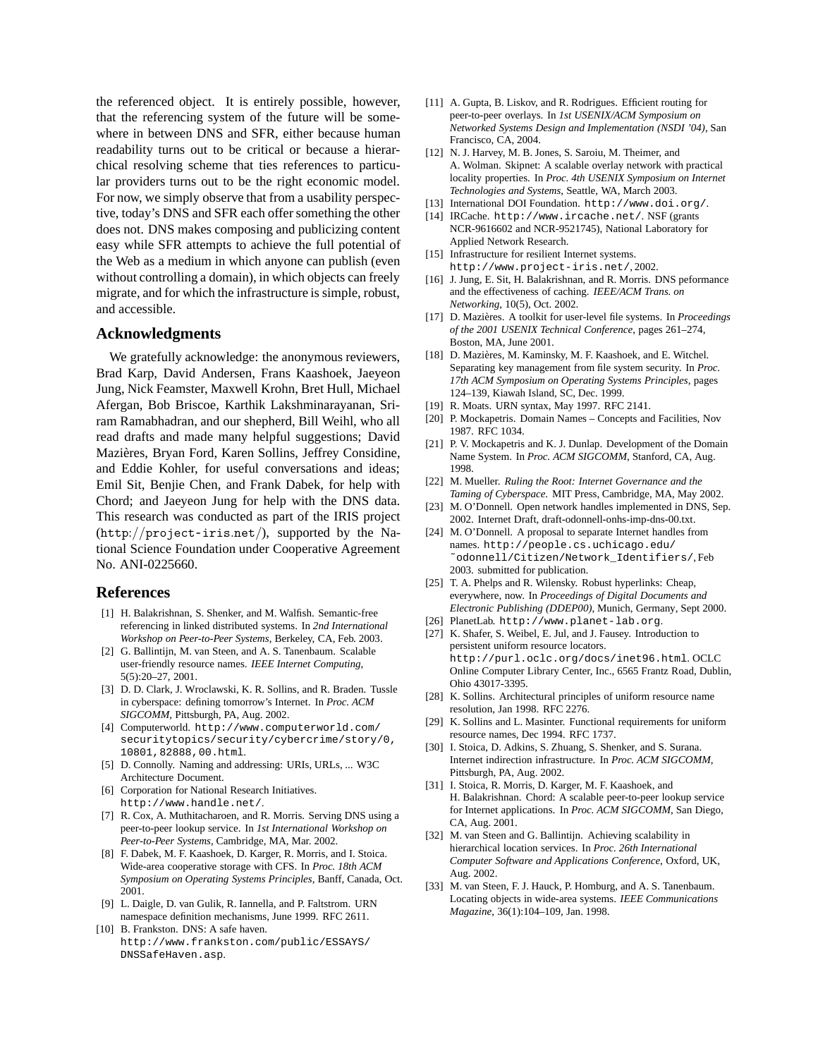the referenced object. It is entirely possible, however, that the referencing system of the future will be somewhere in between DNS and SFR, either because human readability turns out to be critical or because a hierarchical resolving scheme that ties references to particular providers turns out to be the right economic model. For now, we simply observe that from a usability perspective, today's DNS and SFR each offer something the other does not. DNS makes composing and publicizing content easy while SFR attempts to achieve the full potential of the Web as a medium in which anyone can publish (even without controlling a domain), in which objects can freely migrate, and for which the infrastructure is simple, robust, and accessible.

## Acknowledgments

We gratefully acknowledge: the anonymous reviewers, Brad Karp, David Andersen, Frans Kaashoek, Jaeyeon Jung, Nick Feamster, Maxwell Krohn, Bret Hull, Michael Afergan, Bob Briscoe, Karthik Lakshminarayanan, Sriram Ramabhadran, and our shepherd, Bill Weihl, who all read drafts and made many helpful suggestions; David Mazières, Bryan Ford, Karen Sollins, Jeffrey Considine, and Eddie Kohler, for useful conversations and ideas; Emil Sit, Benjie Chen, and Frank Dabek, for help with Chord; and Jaeyeon Jung for help with the DNS data. This research was conducted as part of the IRIS project (http://project-iris.net/), supported by the National Science Foundation under Cooperative Agreement No. ANI-0225660.

## References

[1] H. Balakrishnan, S. Shenker, and M. Walfish. Semantic-free referencing in linked distributed systems. In *2nd International Workshop on Peer-to-Peer Systems*, Berkeley, CA, Feb. 2003.

[2] G. Ballintijn, M. van Steen, and A. S. Tanenbaum. Scalable user-friendly resource names. *IEEE Internet Computing*, 5(5):20–27, 2001.

[3] D. D. Clark, J. Wroclawski, K. R. Sollins, and R. Braden. Tussle in cyberspace: defining tomorrow's Internet. In *Proc. ACM SIGCOMM*, Pittsburgh, PA, Aug. 2002.

[4] Computerworld. http://www.computerworld.com/securitytopics/security/cybercrime/story/0,10801,82888,00.html.

[5] D. Connolly. Naming and addressing: URIs, URLs, ... W3C Architecture Document.

[6] Corporation for National Research Initiatives. http://www.handle.net/.

[7] R. Cox, A. Muthitacharoen, and R. Morris. Serving DNS using a peer-to-peer lookup service. In *1st International Workshop on Peer-to-Peer Systems*, Cambridge, MA, Mar. 2002.

[8] F. Dabek, M. F. Kaashoek, D. Karger, R. Morris, and I. Stoica. Wide-area cooperative storage with CFS. In *Proc. 18th ACM Symposium on Operating Systems Principles*, Banff, Canada, Oct. 2001.

[9] L. Daigle, D. van Gulik, R. Iannella, and P. Faltstrom. URN namespace definition mechanisms, June 1999. RFC 2611.

[10] B. Frankston. DNS: A safe haven. http://www.frankston.com/public/ESSAYS/DNSSafeHaven.asp.

[11] A. Gupta, B. Liskov, and R. Rodrigues. Efficient routing for peer-to-peer overlays. In *1st USENIX/ACM Symposium on Networked Systems Design and Implementation (NSDI '04)*, San Francisco, CA, 2004.

[12] N. J. Harvey, M. B. Jones, S. Saroiu, M. Theimer, and A. Wolman. Skipnet: A scalable overlay network with practical locality properties. In *Proc. 4th USENIX Symposium on Internet Technologies and Systems*, Seattle, WA, March 2003.

[13] International DOI Foundation. http://www.doi.org/.

[14] IRCache. http://www.ircache.net/. NSF (grants NCR-9616602 and NCR-9521745), National Laboratory for Applied Network Research.

[15] Infrastructure for resilient Internet systems. http://www.project-iris.net/, 2002.

[16] J. Jung, E. Sit, H. Balakrishnan, and R. Morris. DNS peformance and the effectiveness of caching. *IEEE/ACM Trans. on Networking*, 10(5), Oct. 2002.

[17] D. Mazières. A toolkit for user-level file systems. In *Proceedings of the 2001 USENIX Technical Conference*, pages 261–274, Boston, MA, June 2001.

[18] D. Mazières, M. Kaminsky, M. F. Kaashoek, and E. Witchel. Separating key management from file system security. In *Proc. 17th ACM Symposium on Operating Systems Principles*, pages 124–139, Kiawah Island, SC, Dec. 1999.

[19] R. Moats. URN syntax, May 1997. RFC 2141.

[20] P. Mockapetris. Domain Names – Concepts and Facilities, Nov 1987. RFC 1034.

[21] P. V. Mockapetris and K. J. Dunlap. Development of the Domain Name System. In *Proc. ACM SIGCOMM*, Stanford, CA, Aug. 1998.

[22] M. Mueller. *Ruling the Root: Internet Governance and the Taming of Cyberspace*. MIT Press, Cambridge, MA, May 2002.

[23] M. O'Donnell. Open network handles implemented in DNS, Sep. 2002. Internet Draft, draft-odonnell-onhs-imp-dns-00.txt.

[24] M. O'Donnell. A proposal to separate Internet handles from names. http://people.cs.uchicago.edu/~odonnell/Citizen/Network_Identifiers/, Feb 2003. submitted for publication.

[25] T. A. Phelps and R. Wilensky. Robust hyperlinks: Cheap, everywhere, now. In *Proceedings of Digital Documents and Electronic Publishing (DDEP00)*, Munich, Germany, Sept 2000.

[26] PlanetLab. http://www.planet-lab.org.

[27] K. Shafer, S. Weibel, E. Jul, and J. Fausey. Introduction to persistent uniform resource locators. http://purl.oclc.org/docs/inet96.html. OCLC Online Computer Library Center, Inc., 6565 Frantz Road, Dublin, Ohio 43017-3395.

[28] K. Sollins. Architectural principles of uniform resource name resolution, Jan 1998. RFC 2276.

[29] K. Sollins and L. Masinter. Functional requirements for uniform resource names, Dec 1994. RFC 1737.

[30] I. Stoica, D. Adkins, S. Zhuang, S. Shenker, and S. Surana. Internet indirection infrastructure. In *Proc. ACM SIGCOMM*, Pittsburgh, PA, Aug. 2002.

[31] I. Stoica, R. Morris, D. Karger, M. F. Kaashoek, and H. Balakrishnan. Chord: A scalable peer-to-peer lookup service for Internet applications. In *Proc. ACM SIGCOMM*, San Diego, CA, Aug. 2001.

[32] M. van Steen and G. Ballintijn. Achieving scalability in hierarchical location services. In *Proc. 26th International Computer Software and Applications Conference*, Oxford, UK, Aug. 2002.

[33] M. van Steen, F. J. Hauck, P. Homburg, and A. S. Tanenbaum. Locating objects in wide-area systems. *IEEE Communications Magazine*, 36(1):104–109, Jan. 1998.